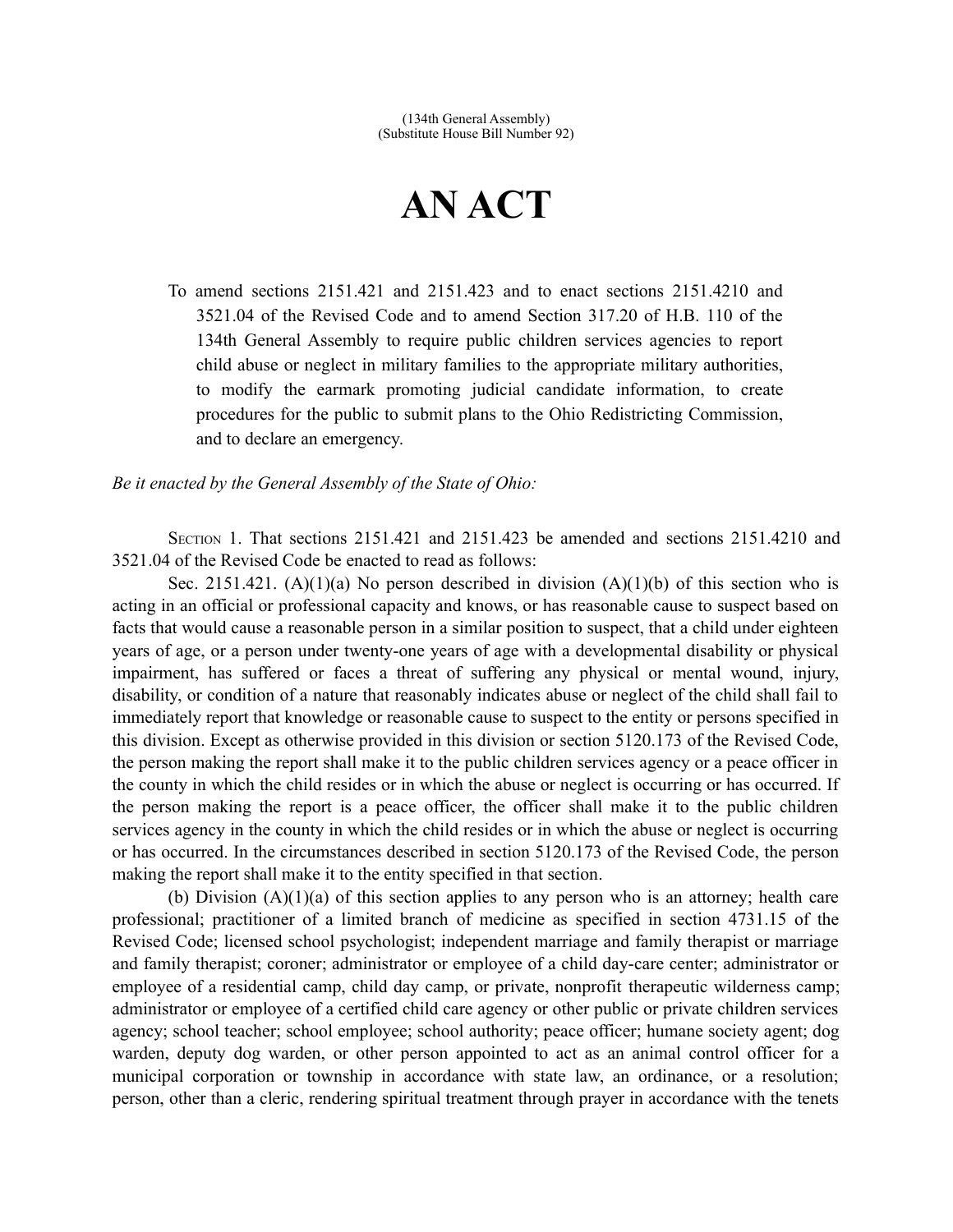(134th General Assembly)
(Substitute House Bill Number 92)

# AN ACT

To amend sections 2151.421 and 2151.423 and to enact sections 2151.4210 and 3521.04 of the Revised Code and to amend Section 317.20 of H.B. 110 of the 134th General Assembly to require public children services agencies to report child abuse or neglect in military families to the appropriate military authorities, to modify the earmark promoting judicial candidate information, to create procedures for the public to submit plans to the Ohio Redistricting Commission, and to declare an emergency.

*Be it enacted by the General Assembly of the State of Ohio:*

SECTION 1. That sections 2151.421 and 2151.423 be amended and sections 2151.4210 and 3521.04 of the Revised Code be enacted to read as follows:

Sec. 2151.421. (A)(1)(a) No person described in division (A)(1)(b) of this section who is acting in an official or professional capacity and knows, or has reasonable cause to suspect based on facts that would cause a reasonable person in a similar position to suspect, that a child under eighteen years of age, or a person under twenty-one years of age with a developmental disability or physical impairment, has suffered or faces a threat of suffering any physical or mental wound, injury, disability, or condition of a nature that reasonably indicates abuse or neglect of the child shall fail to immediately report that knowledge or reasonable cause to suspect to the entity or persons specified in this division. Except as otherwise provided in this division or section 5120.173 of the Revised Code, the person making the report shall make it to the public children services agency or a peace officer in the county in which the child resides or in which the abuse or neglect is occurring or has occurred. If the person making the report is a peace officer, the officer shall make it to the public children services agency in the county in which the child resides or in which the abuse or neglect is occurring or has occurred. In the circumstances described in section 5120.173 of the Revised Code, the person making the report shall make it to the entity specified in that section.

(b) Division (A)(1)(a) of this section applies to any person who is an attorney; health care professional; practitioner of a limited branch of medicine as specified in section 4731.15 of the Revised Code; licensed school psychologist; independent marriage and family therapist or marriage and family therapist; coroner; administrator or employee of a child day-care center; administrator or employee of a residential camp, child day camp, or private, nonprofit therapeutic wilderness camp; administrator or employee of a certified child care agency or other public or private children services agency; school teacher; school employee; school authority; peace officer; humane society agent; dog warden, deputy dog warden, or other person appointed to act as an animal control officer for a municipal corporation or township in accordance with state law, an ordinance, or a resolution; person, other than a cleric, rendering spiritual treatment through prayer in accordance with the tenets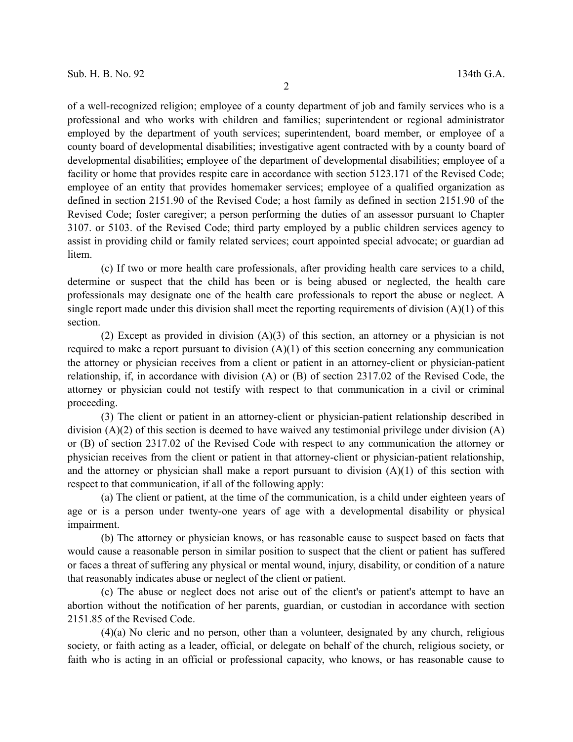of a well-recognized religion; employee of a county department of job and family services who is a professional and who works with children and families; superintendent or regional administrator employed by the department of youth services; superintendent, board member, or employee of a county board of developmental disabilities; investigative agent contracted with by a county board of developmental disabilities; employee of the department of developmental disabilities; employee of a facility or home that provides respite care in accordance with section 5123.171 of the Revised Code; employee of an entity that provides homemaker services; employee of a qualified organization as defined in section 2151.90 of the Revised Code; a host family as defined in section 2151.90 of the Revised Code; foster caregiver; a person performing the duties of an assessor pursuant to Chapter 3107. or 5103. of the Revised Code; third party employed by a public children services agency to assist in providing child or family related services; court appointed special advocate; or guardian ad litem.

(c) If two or more health care professionals, after providing health care services to a child, determine or suspect that the child has been or is being abused or neglected, the health care professionals may designate one of the health care professionals to report the abuse or neglect. A single report made under this division shall meet the reporting requirements of division (A)(1) of this section.

(2) Except as provided in division (A)(3) of this section, an attorney or a physician is not required to make a report pursuant to division (A)(1) of this section concerning any communication the attorney or physician receives from a client or patient in an attorney-client or physician-patient relationship, if, in accordance with division (A) or (B) of section 2317.02 of the Revised Code, the attorney or physician could not testify with respect to that communication in a civil or criminal proceeding.

(3) The client or patient in an attorney-client or physician-patient relationship described in division (A)(2) of this section is deemed to have waived any testimonial privilege under division (A) or (B) of section 2317.02 of the Revised Code with respect to any communication the attorney or physician receives from the client or patient in that attorney-client or physician-patient relationship, and the attorney or physician shall make a report pursuant to division (A)(1) of this section with respect to that communication, if all of the following apply:

(a) The client or patient, at the time of the communication, is a child under eighteen years of age or is a person under twenty-one years of age with a developmental disability or physical impairment.

(b) The attorney or physician knows, or has reasonable cause to suspect based on facts that would cause a reasonable person in similar position to suspect that the client or patient has suffered or faces a threat of suffering any physical or mental wound, injury, disability, or condition of a nature that reasonably indicates abuse or neglect of the client or patient.

(c) The abuse or neglect does not arise out of the client's or patient's attempt to have an abortion without the notification of her parents, guardian, or custodian in accordance with section 2151.85 of the Revised Code.

(4)(a) No cleric and no person, other than a volunteer, designated by any church, religious society, or faith acting as a leader, official, or delegate on behalf of the church, religious society, or faith who is acting in an official or professional capacity, who knows, or has reasonable cause to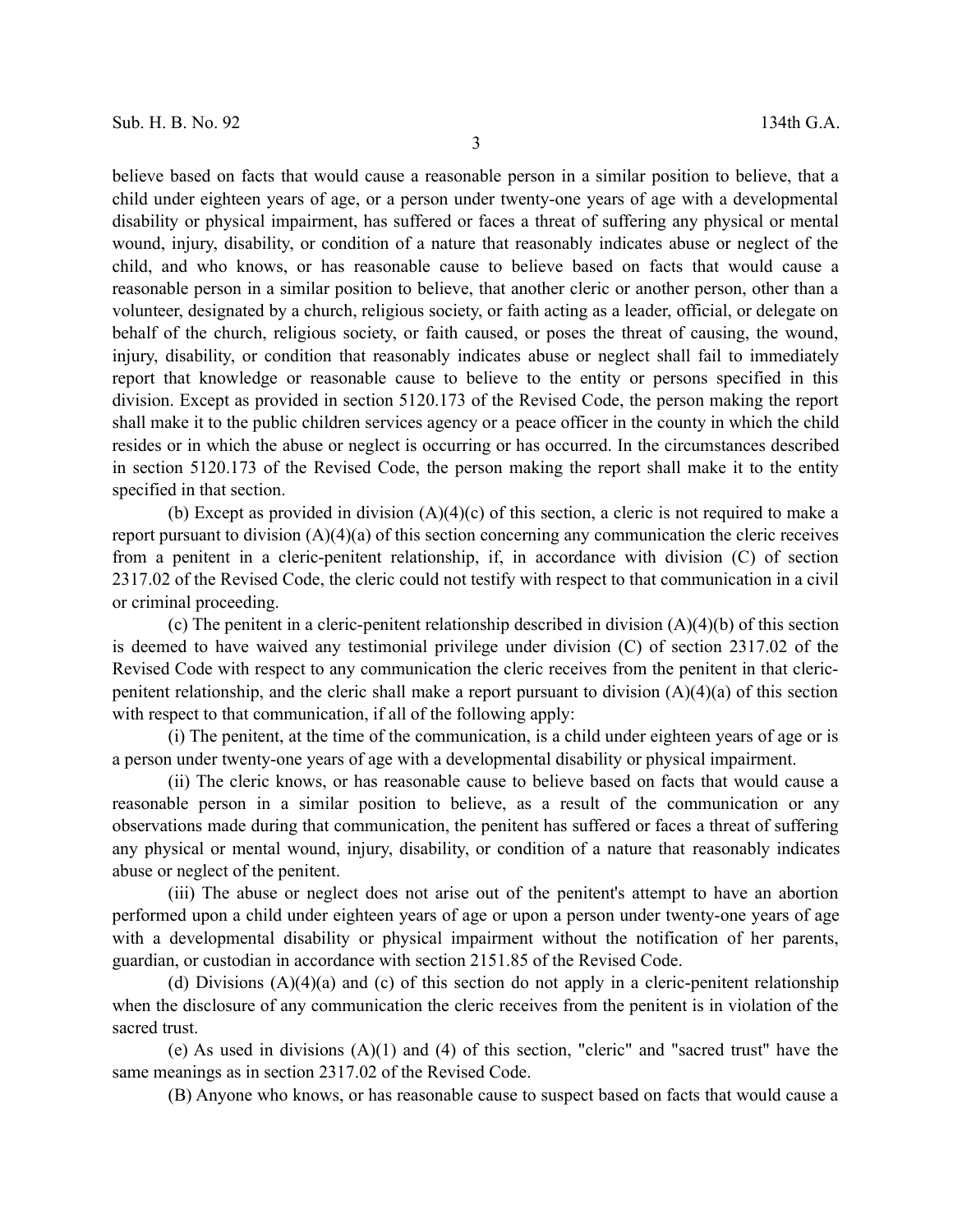believe based on facts that would cause a reasonable person in a similar position to believe, that a child under eighteen years of age, or a person under twenty-one years of age with a developmental disability or physical impairment, has suffered or faces a threat of suffering any physical or mental wound, injury, disability, or condition of a nature that reasonably indicates abuse or neglect of the child, and who knows, or has reasonable cause to believe based on facts that would cause a reasonable person in a similar position to believe, that another cleric or another person, other than a volunteer, designated by a church, religious society, or faith acting as a leader, official, or delegate on behalf of the church, religious society, or faith caused, or poses the threat of causing, the wound, injury, disability, or condition that reasonably indicates abuse or neglect shall fail to immediately report that knowledge or reasonable cause to believe to the entity or persons specified in this division. Except as provided in section 5120.173 of the Revised Code, the person making the report shall make it to the public children services agency or a peace officer in the county in which the child resides or in which the abuse or neglect is occurring or has occurred. In the circumstances described in section 5120.173 of the Revised Code, the person making the report shall make it to the entity specified in that section.

(b) Except as provided in division (A)(4)(c) of this section, a cleric is not required to make a report pursuant to division (A)(4)(a) of this section concerning any communication the cleric receives from a penitent in a cleric-penitent relationship, if, in accordance with division (C) of section 2317.02 of the Revised Code, the cleric could not testify with respect to that communication in a civil or criminal proceeding.

(c) The penitent in a cleric-penitent relationship described in division (A)(4)(b) of this section is deemed to have waived any testimonial privilege under division (C) of section 2317.02 of the Revised Code with respect to any communication the cleric receives from the penitent in that cleric-penitent relationship, and the cleric shall make a report pursuant to division (A)(4)(a) of this section with respect to that communication, if all of the following apply:

(i) The penitent, at the time of the communication, is a child under eighteen years of age or is a person under twenty-one years of age with a developmental disability or physical impairment.

(ii) The cleric knows, or has reasonable cause to believe based on facts that would cause a reasonable person in a similar position to believe, as a result of the communication or any observations made during that communication, the penitent has suffered or faces a threat of suffering any physical or mental wound, injury, disability, or condition of a nature that reasonably indicates abuse or neglect of the penitent.

(iii) The abuse or neglect does not arise out of the penitent's attempt to have an abortion performed upon a child under eighteen years of age or upon a person under twenty-one years of age with a developmental disability or physical impairment without the notification of her parents, guardian, or custodian in accordance with section 2151.85 of the Revised Code.

(d) Divisions (A)(4)(a) and (c) of this section do not apply in a cleric-penitent relationship when the disclosure of any communication the cleric receives from the penitent is in violation of the sacred trust.

(e) As used in divisions (A)(1) and (4) of this section, "cleric" and "sacred trust" have the same meanings as in section 2317.02 of the Revised Code.

(B) Anyone who knows, or has reasonable cause to suspect based on facts that would cause a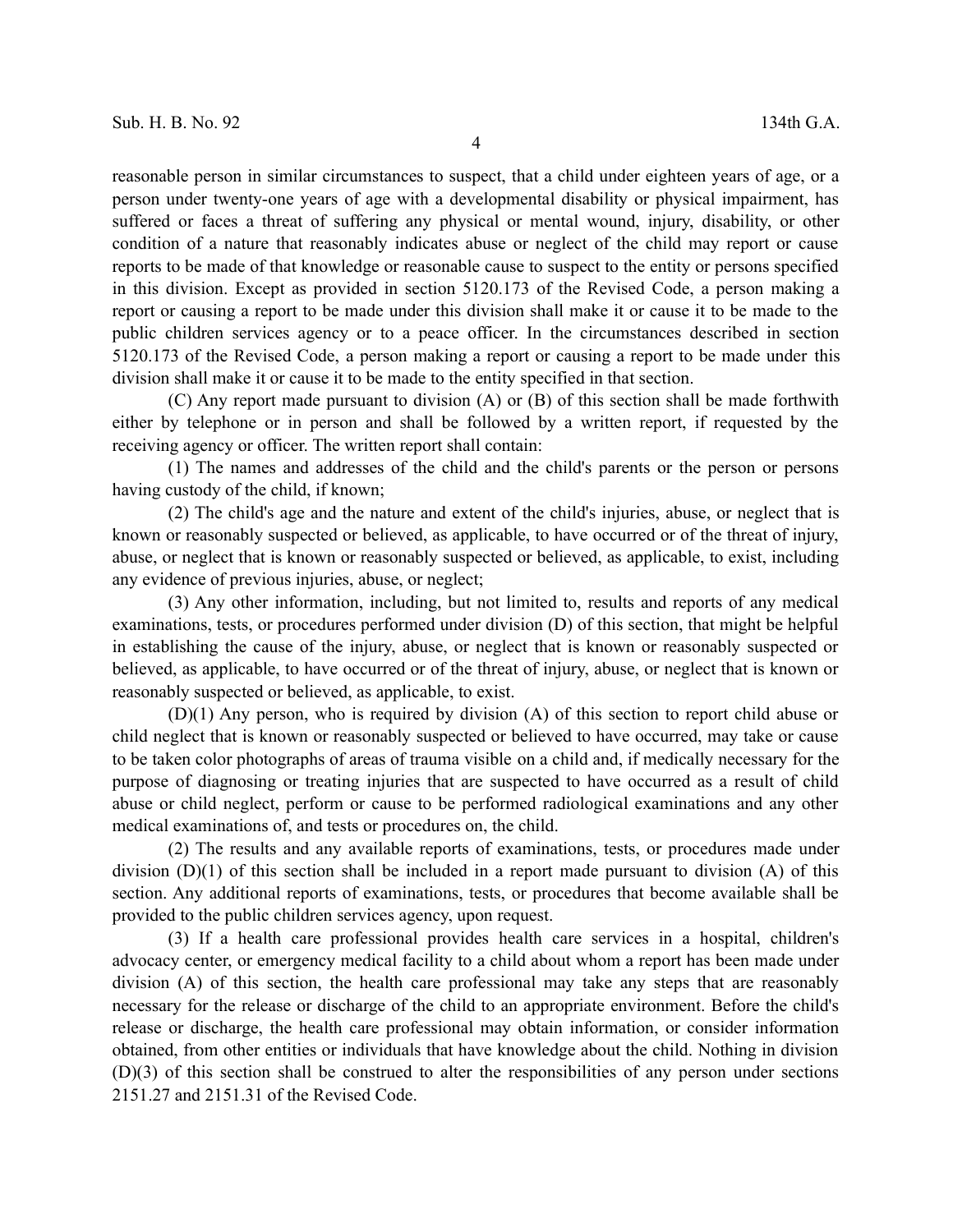reasonable person in similar circumstances to suspect, that a child under eighteen years of age, or a person under twenty-one years of age with a developmental disability or physical impairment, has suffered or faces a threat of suffering any physical or mental wound, injury, disability, or other condition of a nature that reasonably indicates abuse or neglect of the child may report or cause reports to be made of that knowledge or reasonable cause to suspect to the entity or persons specified in this division. Except as provided in section 5120.173 of the Revised Code, a person making a report or causing a report to be made under this division shall make it or cause it to be made to the public children services agency or to a peace officer. In the circumstances described in section 5120.173 of the Revised Code, a person making a report or causing a report to be made under this division shall make it or cause it to be made to the entity specified in that section.

(C) Any report made pursuant to division (A) or (B) of this section shall be made forthwith either by telephone or in person and shall be followed by a written report, if requested by the receiving agency or officer. The written report shall contain:

(1) The names and addresses of the child and the child's parents or the person or persons having custody of the child, if known;

(2) The child's age and the nature and extent of the child's injuries, abuse, or neglect that is known or reasonably suspected or believed, as applicable, to have occurred or of the threat of injury, abuse, or neglect that is known or reasonably suspected or believed, as applicable, to exist, including any evidence of previous injuries, abuse, or neglect;

(3) Any other information, including, but not limited to, results and reports of any medical examinations, tests, or procedures performed under division (D) of this section, that might be helpful in establishing the cause of the injury, abuse, or neglect that is known or reasonably suspected or believed, as applicable, to have occurred or of the threat of injury, abuse, or neglect that is known or reasonably suspected or believed, as applicable, to exist.

(D)(1) Any person, who is required by division (A) of this section to report child abuse or child neglect that is known or reasonably suspected or believed to have occurred, may take or cause to be taken color photographs of areas of trauma visible on a child and, if medically necessary for the purpose of diagnosing or treating injuries that are suspected to have occurred as a result of child abuse or child neglect, perform or cause to be performed radiological examinations and any other medical examinations of, and tests or procedures on, the child.

(2) The results and any available reports of examinations, tests, or procedures made under division (D)(1) of this section shall be included in a report made pursuant to division (A) of this section. Any additional reports of examinations, tests, or procedures that become available shall be provided to the public children services agency, upon request.

(3) If a health care professional provides health care services in a hospital, children's advocacy center, or emergency medical facility to a child about whom a report has been made under division (A) of this section, the health care professional may take any steps that are reasonably necessary for the release or discharge of the child to an appropriate environment. Before the child's release or discharge, the health care professional may obtain information, or consider information obtained, from other entities or individuals that have knowledge about the child. Nothing in division (D)(3) of this section shall be construed to alter the responsibilities of any person under sections 2151.27 and 2151.31 of the Revised Code.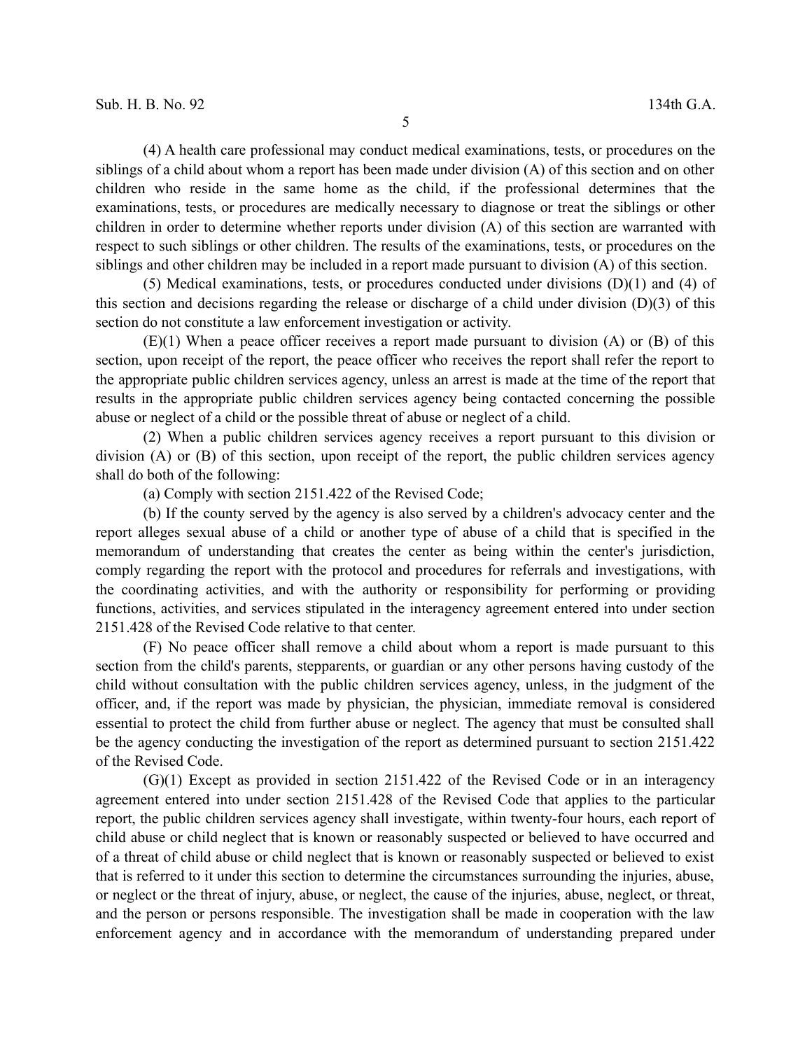(4) A health care professional may conduct medical examinations, tests, or procedures on the siblings of a child about whom a report has been made under division (A) of this section and on other children who reside in the same home as the child, if the professional determines that the examinations, tests, or procedures are medically necessary to diagnose or treat the siblings or other children in order to determine whether reports under division (A) of this section are warranted with respect to such siblings or other children. The results of the examinations, tests, or procedures on the siblings and other children may be included in a report made pursuant to division (A) of this section.

(5) Medical examinations, tests, or procedures conducted under divisions (D)(1) and (4) of this section and decisions regarding the release or discharge of a child under division (D)(3) of this section do not constitute a law enforcement investigation or activity.

(E)(1) When a peace officer receives a report made pursuant to division (A) or (B) of this section, upon receipt of the report, the peace officer who receives the report shall refer the report to the appropriate public children services agency, unless an arrest is made at the time of the report that results in the appropriate public children services agency being contacted concerning the possible abuse or neglect of a child or the possible threat of abuse or neglect of a child.

(2) When a public children services agency receives a report pursuant to this division or division (A) or (B) of this section, upon receipt of the report, the public children services agency shall do both of the following:

(a) Comply with section 2151.422 of the Revised Code;

(b) If the county served by the agency is also served by a children's advocacy center and the report alleges sexual abuse of a child or another type of abuse of a child that is specified in the memorandum of understanding that creates the center as being within the center's jurisdiction, comply regarding the report with the protocol and procedures for referrals and investigations, with the coordinating activities, and with the authority or responsibility for performing or providing functions, activities, and services stipulated in the interagency agreement entered into under section 2151.428 of the Revised Code relative to that center.

(F) No peace officer shall remove a child about whom a report is made pursuant to this section from the child's parents, stepparents, or guardian or any other persons having custody of the child without consultation with the public children services agency, unless, in the judgment of the officer, and, if the report was made by physician, the physician, immediate removal is considered essential to protect the child from further abuse or neglect. The agency that must be consulted shall be the agency conducting the investigation of the report as determined pursuant to section 2151.422 of the Revised Code.

(G)(1) Except as provided in section 2151.422 of the Revised Code or in an interagency agreement entered into under section 2151.428 of the Revised Code that applies to the particular report, the public children services agency shall investigate, within twenty-four hours, each report of child abuse or child neglect that is known or reasonably suspected or believed to have occurred and of a threat of child abuse or child neglect that is known or reasonably suspected or believed to exist that is referred to it under this section to determine the circumstances surrounding the injuries, abuse, or neglect or the threat of injury, abuse, or neglect, the cause of the injuries, abuse, neglect, or threat, and the person or persons responsible. The investigation shall be made in cooperation with the law enforcement agency and in accordance with the memorandum of understanding prepared under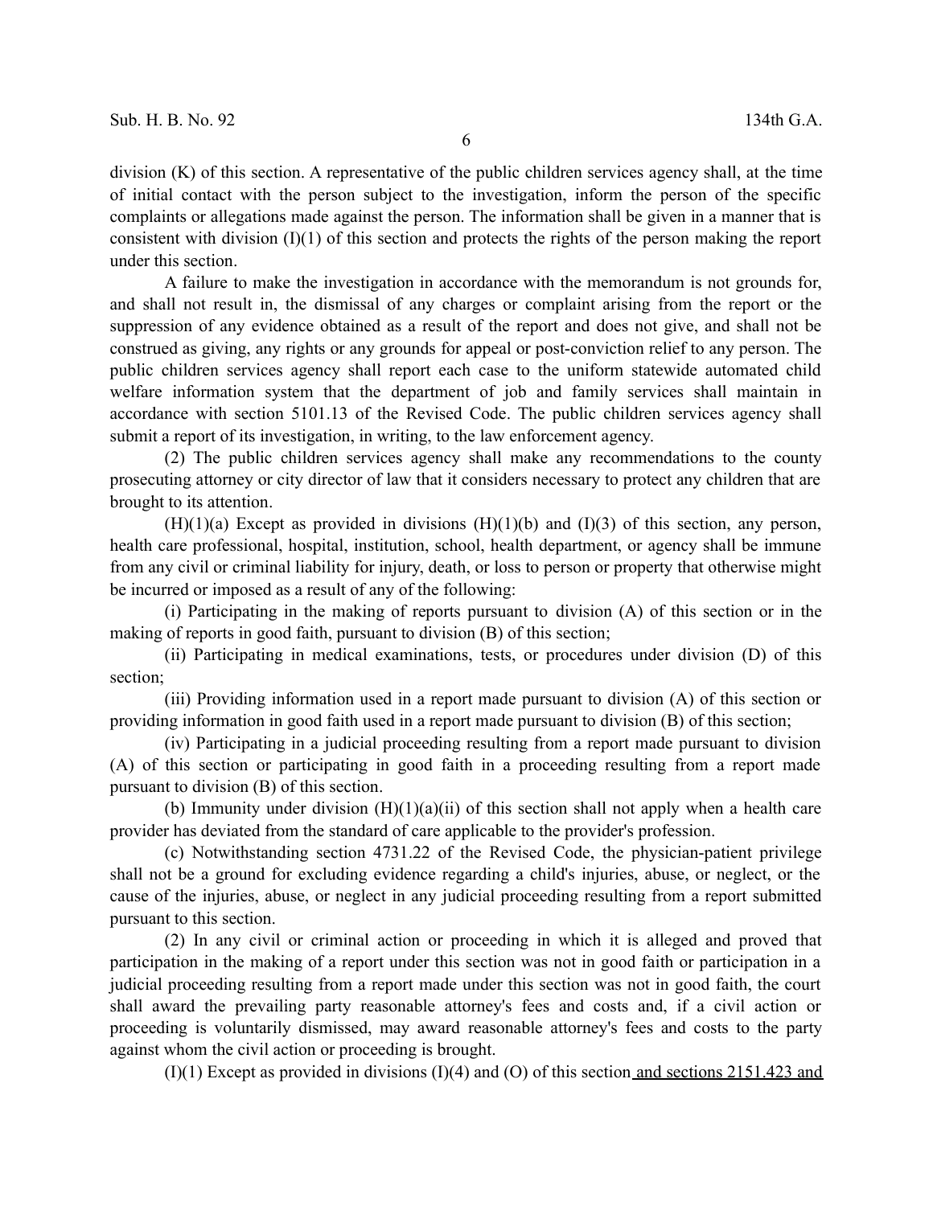division (K) of this section. A representative of the public children services agency shall, at the time of initial contact with the person subject to the investigation, inform the person of the specific complaints or allegations made against the person. The information shall be given in a manner that is consistent with division (I)(1) of this section and protects the rights of the person making the report under this section.

A failure to make the investigation in accordance with the memorandum is not grounds for, and shall not result in, the dismissal of any charges or complaint arising from the report or the suppression of any evidence obtained as a result of the report and does not give, and shall not be construed as giving, any rights or any grounds for appeal or post-conviction relief to any person. The public children services agency shall report each case to the uniform statewide automated child welfare information system that the department of job and family services shall maintain in accordance with section 5101.13 of the Revised Code. The public children services agency shall submit a report of its investigation, in writing, to the law enforcement agency.

(2) The public children services agency shall make any recommendations to the county prosecuting attorney or city director of law that it considers necessary to protect any children that are brought to its attention.

(H)(1)(a) Except as provided in divisions (H)(1)(b) and (I)(3) of this section, any person, health care professional, hospital, institution, school, health department, or agency shall be immune from any civil or criminal liability for injury, death, or loss to person or property that otherwise might be incurred or imposed as a result of any of the following:

(i) Participating in the making of reports pursuant to division (A) of this section or in the making of reports in good faith, pursuant to division (B) of this section;

(ii) Participating in medical examinations, tests, or procedures under division (D) of this section;

(iii) Providing information used in a report made pursuant to division (A) of this section or providing information in good faith used in a report made pursuant to division (B) of this section;

(iv) Participating in a judicial proceeding resulting from a report made pursuant to division (A) of this section or participating in good faith in a proceeding resulting from a report made pursuant to division (B) of this section.

(b) Immunity under division (H)(1)(a)(ii) of this section shall not apply when a health care provider has deviated from the standard of care applicable to the provider's profession.

(c) Notwithstanding section 4731.22 of the Revised Code, the physician-patient privilege shall not be a ground for excluding evidence regarding a child's injuries, abuse, or neglect, or the cause of the injuries, abuse, or neglect in any judicial proceeding resulting from a report submitted pursuant to this section.

(2) In any civil or criminal action or proceeding in which it is alleged and proved that participation in the making of a report under this section was not in good faith or participation in a judicial proceeding resulting from a report made under this section was not in good faith, the court shall award the prevailing party reasonable attorney's fees and costs and, if a civil action or proceeding is voluntarily dismissed, may award reasonable attorney's fees and costs to the party against whom the civil action or proceeding is brought.

(I)(1) Except as provided in divisions (I)(4) and (O) of this section and sections 2151.423 and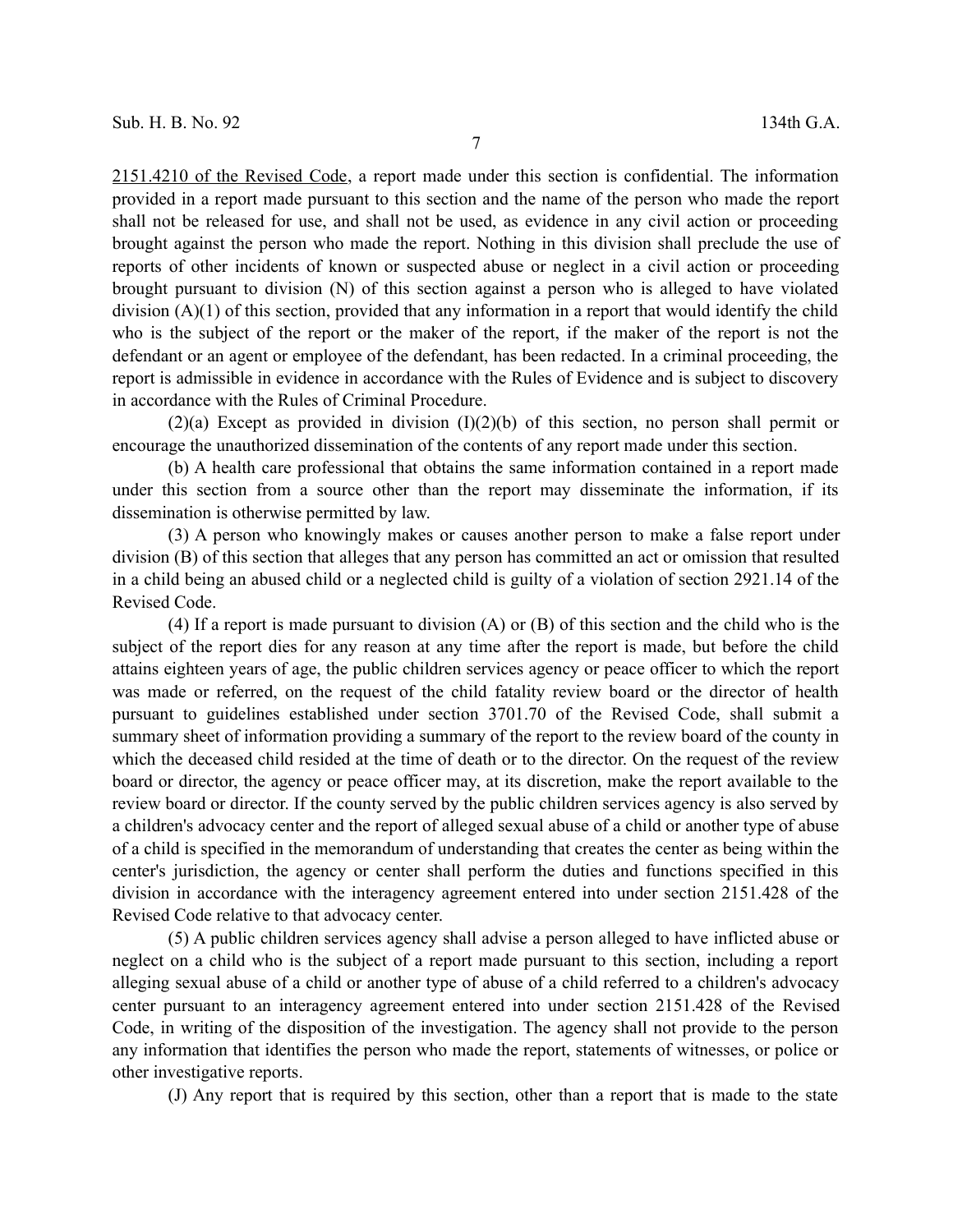2151.4210 of the Revised Code, a report made under this section is confidential. The information provided in a report made pursuant to this section and the name of the person who made the report shall not be released for use, and shall not be used, as evidence in any civil action or proceeding brought against the person who made the report. Nothing in this division shall preclude the use of reports of other incidents of known or suspected abuse or neglect in a civil action or proceeding brought pursuant to division (N) of this section against a person who is alleged to have violated division (A)(1) of this section, provided that any information in a report that would identify the child who is the subject of the report or the maker of the report, if the maker of the report is not the defendant or an agent or employee of the defendant, has been redacted. In a criminal proceeding, the report is admissible in evidence in accordance with the Rules of Evidence and is subject to discovery in accordance with the Rules of Criminal Procedure.

(2)(a) Except as provided in division (I)(2)(b) of this section, no person shall permit or encourage the unauthorized dissemination of the contents of any report made under this section.

(b) A health care professional that obtains the same information contained in a report made under this section from a source other than the report may disseminate the information, if its dissemination is otherwise permitted by law.

(3) A person who knowingly makes or causes another person to make a false report under division (B) of this section that alleges that any person has committed an act or omission that resulted in a child being an abused child or a neglected child is guilty of a violation of section 2921.14 of the Revised Code.

(4) If a report is made pursuant to division (A) or (B) of this section and the child who is the subject of the report dies for any reason at any time after the report is made, but before the child attains eighteen years of age, the public children services agency or peace officer to which the report was made or referred, on the request of the child fatality review board or the director of health pursuant to guidelines established under section 3701.70 of the Revised Code, shall submit a summary sheet of information providing a summary of the report to the review board of the county in which the deceased child resided at the time of death or to the director. On the request of the review board or director, the agency or peace officer may, at its discretion, make the report available to the review board or director. If the county served by the public children services agency is also served by a children's advocacy center and the report of alleged sexual abuse of a child or another type of abuse of a child is specified in the memorandum of understanding that creates the center as being within the center's jurisdiction, the agency or center shall perform the duties and functions specified in this division in accordance with the interagency agreement entered into under section 2151.428 of the Revised Code relative to that advocacy center.

(5) A public children services agency shall advise a person alleged to have inflicted abuse or neglect on a child who is the subject of a report made pursuant to this section, including a report alleging sexual abuse of a child or another type of abuse of a child referred to a children's advocacy center pursuant to an interagency agreement entered into under section 2151.428 of the Revised Code, in writing of the disposition of the investigation. The agency shall not provide to the person any information that identifies the person who made the report, statements of witnesses, or police or other investigative reports.

(J) Any report that is required by this section, other than a report that is made to the state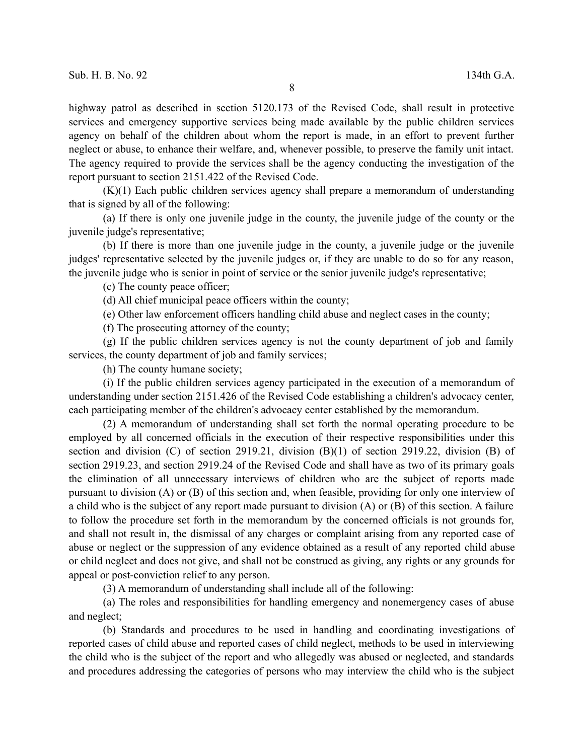highway patrol as described in section 5120.173 of the Revised Code, shall result in protective services and emergency supportive services being made available by the public children services agency on behalf of the children about whom the report is made, in an effort to prevent further neglect or abuse, to enhance their welfare, and, whenever possible, to preserve the family unit intact. The agency required to provide the services shall be the agency conducting the investigation of the report pursuant to section 2151.422 of the Revised Code.

(K)(1) Each public children services agency shall prepare a memorandum of understanding that is signed by all of the following:

(a) If there is only one juvenile judge in the county, the juvenile judge of the county or the juvenile judge's representative;

(b) If there is more than one juvenile judge in the county, a juvenile judge or the juvenile judges' representative selected by the juvenile judges or, if they are unable to do so for any reason, the juvenile judge who is senior in point of service or the senior juvenile judge's representative;

(c) The county peace officer;

(d) All chief municipal peace officers within the county;

(e) Other law enforcement officers handling child abuse and neglect cases in the county;

(f) The prosecuting attorney of the county;

(g) If the public children services agency is not the county department of job and family services, the county department of job and family services;

(h) The county humane society;

(i) If the public children services agency participated in the execution of a memorandum of understanding under section 2151.426 of the Revised Code establishing a children's advocacy center, each participating member of the children's advocacy center established by the memorandum.

(2) A memorandum of understanding shall set forth the normal operating procedure to be employed by all concerned officials in the execution of their respective responsibilities under this section and division (C) of section 2919.21, division (B)(1) of section 2919.22, division (B) of section 2919.23, and section 2919.24 of the Revised Code and shall have as two of its primary goals the elimination of all unnecessary interviews of children who are the subject of reports made pursuant to division (A) or (B) of this section and, when feasible, providing for only one interview of a child who is the subject of any report made pursuant to division (A) or (B) of this section. A failure to follow the procedure set forth in the memorandum by the concerned officials is not grounds for, and shall not result in, the dismissal of any charges or complaint arising from any reported case of abuse or neglect or the suppression of any evidence obtained as a result of any reported child abuse or child neglect and does not give, and shall not be construed as giving, any rights or any grounds for appeal or post-conviction relief to any person.

(3) A memorandum of understanding shall include all of the following:

(a) The roles and responsibilities for handling emergency and nonemergency cases of abuse and neglect;

(b) Standards and procedures to be used in handling and coordinating investigations of reported cases of child abuse and reported cases of child neglect, methods to be used in interviewing the child who is the subject of the report and who allegedly was abused or neglected, and standards and procedures addressing the categories of persons who may interview the child who is the subject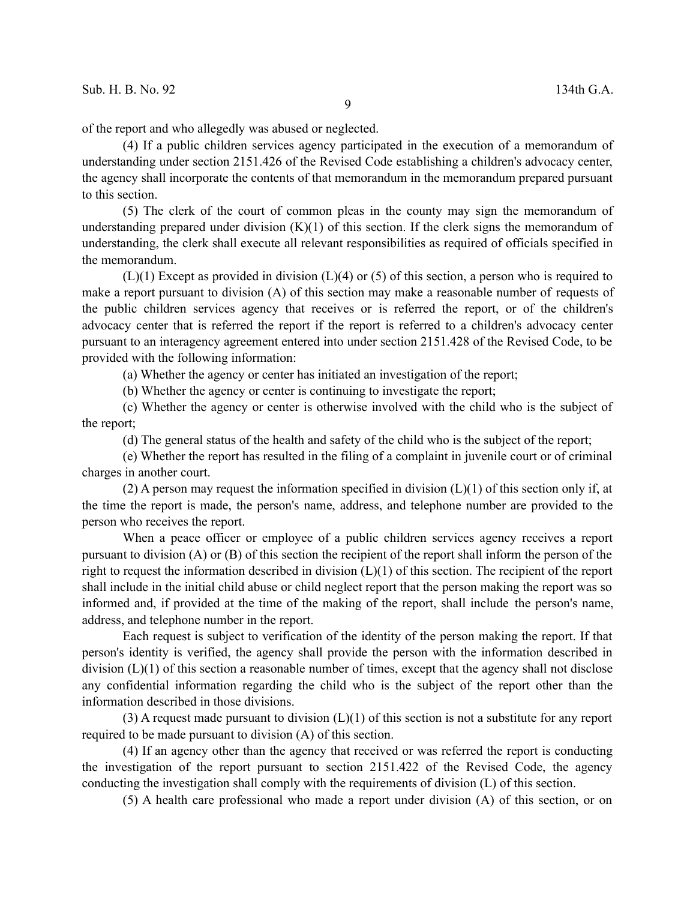of the report and who allegedly was abused or neglected.

(4) If a public children services agency participated in the execution of a memorandum of understanding under section 2151.426 of the Revised Code establishing a children's advocacy center, the agency shall incorporate the contents of that memorandum in the memorandum prepared pursuant to this section.

(5) The clerk of the court of common pleas in the county may sign the memorandum of understanding prepared under division (K)(1) of this section. If the clerk signs the memorandum of understanding, the clerk shall execute all relevant responsibilities as required of officials specified in the memorandum.

(L)(1) Except as provided in division (L)(4) or (5) of this section, a person who is required to make a report pursuant to division (A) of this section may make a reasonable number of requests of the public children services agency that receives or is referred the report, or of the children's advocacy center that is referred the report if the report is referred to a children's advocacy center pursuant to an interagency agreement entered into under section 2151.428 of the Revised Code, to be provided with the following information:

(a) Whether the agency or center has initiated an investigation of the report;

(b) Whether the agency or center is continuing to investigate the report;

(c) Whether the agency or center is otherwise involved with the child who is the subject of the report;

(d) The general status of the health and safety of the child who is the subject of the report;

(e) Whether the report has resulted in the filing of a complaint in juvenile court or of criminal charges in another court.

(2) A person may request the information specified in division (L)(1) of this section only if, at the time the report is made, the person's name, address, and telephone number are provided to the person who receives the report.

When a peace officer or employee of a public children services agency receives a report pursuant to division (A) or (B) of this section the recipient of the report shall inform the person of the right to request the information described in division (L)(1) of this section. The recipient of the report shall include in the initial child abuse or child neglect report that the person making the report was so informed and, if provided at the time of the making of the report, shall include the person's name, address, and telephone number in the report.

Each request is subject to verification of the identity of the person making the report. If that person's identity is verified, the agency shall provide the person with the information described in division (L)(1) of this section a reasonable number of times, except that the agency shall not disclose any confidential information regarding the child who is the subject of the report other than the information described in those divisions.

(3) A request made pursuant to division (L)(1) of this section is not a substitute for any report required to be made pursuant to division (A) of this section.

(4) If an agency other than the agency that received or was referred the report is conducting the investigation of the report pursuant to section 2151.422 of the Revised Code, the agency conducting the investigation shall comply with the requirements of division (L) of this section.

(5) A health care professional who made a report under division (A) of this section, or on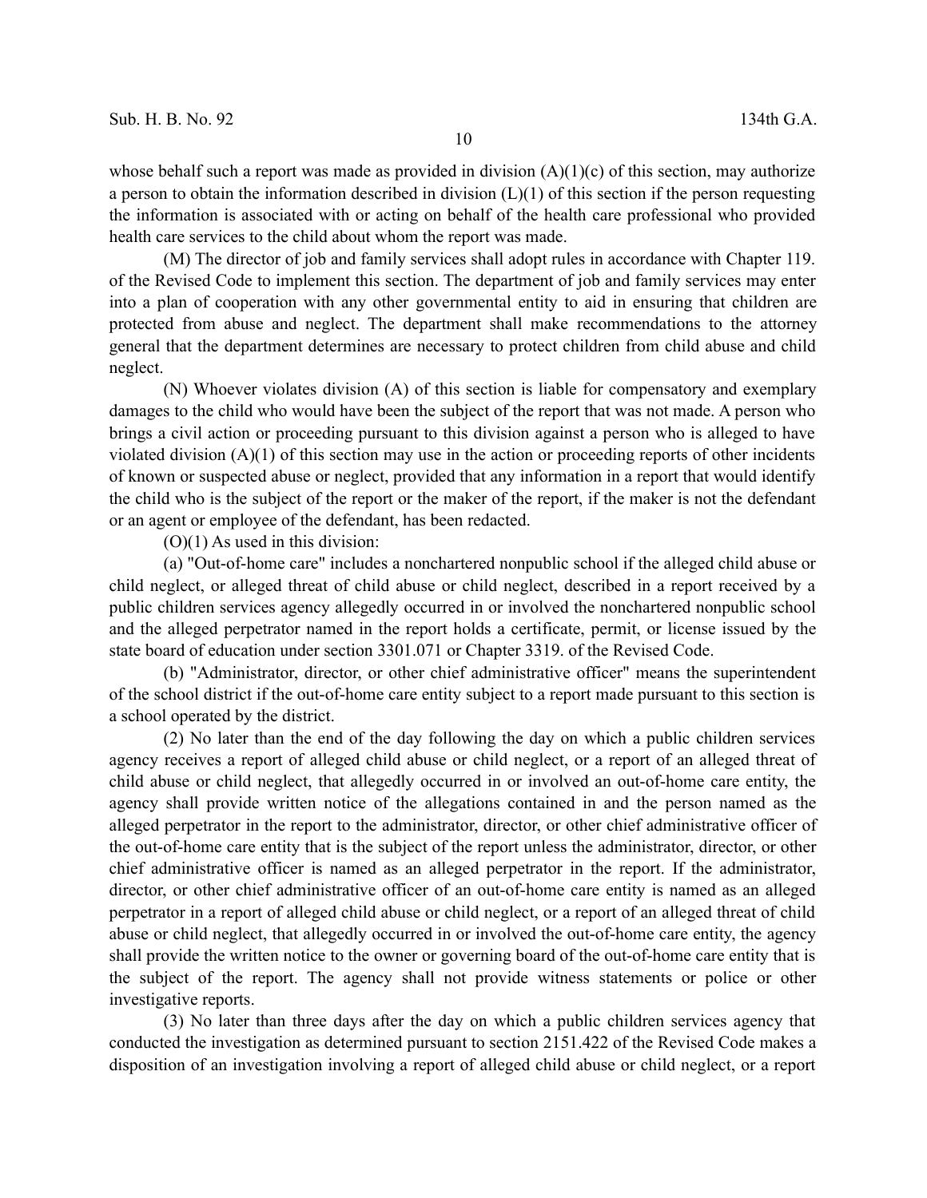whose behalf such a report was made as provided in division (A)(1)(c) of this section, may authorize a person to obtain the information described in division (L)(1) of this section if the person requesting the information is associated with or acting on behalf of the health care professional who provided health care services to the child about whom the report was made.

(M) The director of job and family services shall adopt rules in accordance with Chapter 119. of the Revised Code to implement this section. The department of job and family services may enter into a plan of cooperation with any other governmental entity to aid in ensuring that children are protected from abuse and neglect. The department shall make recommendations to the attorney general that the department determines are necessary to protect children from child abuse and child neglect.

(N) Whoever violates division (A) of this section is liable for compensatory and exemplary damages to the child who would have been the subject of the report that was not made. A person who brings a civil action or proceeding pursuant to this division against a person who is alleged to have violated division (A)(1) of this section may use in the action or proceeding reports of other incidents of known or suspected abuse or neglect, provided that any information in a report that would identify the child who is the subject of the report or the maker of the report, if the maker is not the defendant or an agent or employee of the defendant, has been redacted.

(O)(1) As used in this division:

(a) "Out-of-home care" includes a nonchartered nonpublic school if the alleged child abuse or child neglect, or alleged threat of child abuse or child neglect, described in a report received by a public children services agency allegedly occurred in or involved the nonchartered nonpublic school and the alleged perpetrator named in the report holds a certificate, permit, or license issued by the state board of education under section 3301.071 or Chapter 3319. of the Revised Code.

(b) "Administrator, director, or other chief administrative officer" means the superintendent of the school district if the out-of-home care entity subject to a report made pursuant to this section is a school operated by the district.

(2) No later than the end of the day following the day on which a public children services agency receives a report of alleged child abuse or child neglect, or a report of an alleged threat of child abuse or child neglect, that allegedly occurred in or involved an out-of-home care entity, the agency shall provide written notice of the allegations contained in and the person named as the alleged perpetrator in the report to the administrator, director, or other chief administrative officer of the out-of-home care entity that is the subject of the report unless the administrator, director, or other chief administrative officer is named as an alleged perpetrator in the report. If the administrator, director, or other chief administrative officer of an out-of-home care entity is named as an alleged perpetrator in a report of alleged child abuse or child neglect, or a report of an alleged threat of child abuse or child neglect, that allegedly occurred in or involved the out-of-home care entity, the agency shall provide the written notice to the owner or governing board of the out-of-home care entity that is the subject of the report. The agency shall not provide witness statements or police or other investigative reports.

(3) No later than three days after the day on which a public children services agency that conducted the investigation as determined pursuant to section 2151.422 of the Revised Code makes a disposition of an investigation involving a report of alleged child abuse or child neglect, or a report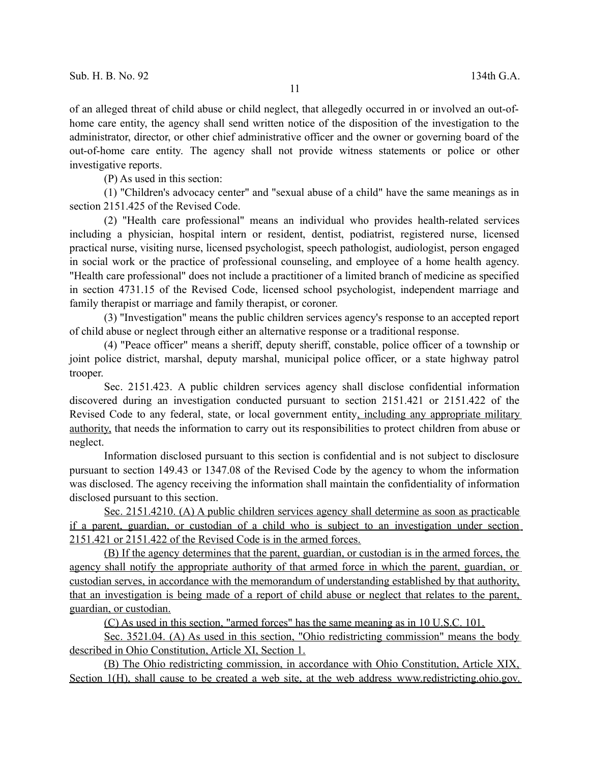of an alleged threat of child abuse or child neglect, that allegedly occurred in or involved an out-of-home care entity, the agency shall send written notice of the disposition of the investigation to the administrator, director, or other chief administrative officer and the owner or governing board of the out-of-home care entity. The agency shall not provide witness statements or police or other investigative reports.

(P) As used in this section:

(1) "Children's advocacy center" and "sexual abuse of a child" have the same meanings as in section 2151.425 of the Revised Code.

(2) "Health care professional" means an individual who provides health-related services including a physician, hospital intern or resident, dentist, podiatrist, registered nurse, licensed practical nurse, visiting nurse, licensed psychologist, speech pathologist, audiologist, person engaged in social work or the practice of professional counseling, and employee of a home health agency. "Health care professional" does not include a practitioner of a limited branch of medicine as specified in section 4731.15 of the Revised Code, licensed school psychologist, independent marriage and family therapist or marriage and family therapist, or coroner.

(3) "Investigation" means the public children services agency's response to an accepted report of child abuse or neglect through either an alternative response or a traditional response.

(4) "Peace officer" means a sheriff, deputy sheriff, constable, police officer of a township or joint police district, marshal, deputy marshal, municipal police officer, or a state highway patrol trooper.

Sec. 2151.423. A public children services agency shall disclose confidential information discovered during an investigation conducted pursuant to section 2151.421 or 2151.422 of the Revised Code to any federal, state, or local government entity, including any appropriate military authority, that needs the information to carry out its responsibilities to protect children from abuse or neglect.

Information disclosed pursuant to this section is confidential and is not subject to disclosure pursuant to section 149.43 or 1347.08 of the Revised Code by the agency to whom the information was disclosed. The agency receiving the information shall maintain the confidentiality of information disclosed pursuant to this section.

Sec. 2151.4210. (A) A public children services agency shall determine as soon as practicable if a parent, guardian, or custodian of a child who is subject to an investigation under section 2151.421 or 2151.422 of the Revised Code is in the armed forces.

(B) If the agency determines that the parent, guardian, or custodian is in the armed forces, the agency shall notify the appropriate authority of that armed force in which the parent, guardian, or custodian serves, in accordance with the memorandum of understanding established by that authority, that an investigation is being made of a report of child abuse or neglect that relates to the parent, guardian, or custodian.

(C) As used in this section, "armed forces" has the same meaning as in 10 U.S.C. 101.

Sec. 3521.04. (A) As used in this section, "Ohio redistricting commission" means the body described in Ohio Constitution, Article XI, Section 1.

(B) The Ohio redistricting commission, in accordance with Ohio Constitution, Article XIX, Section 1(H), shall cause to be created a web site, at the web address www.redistricting.ohio.gov.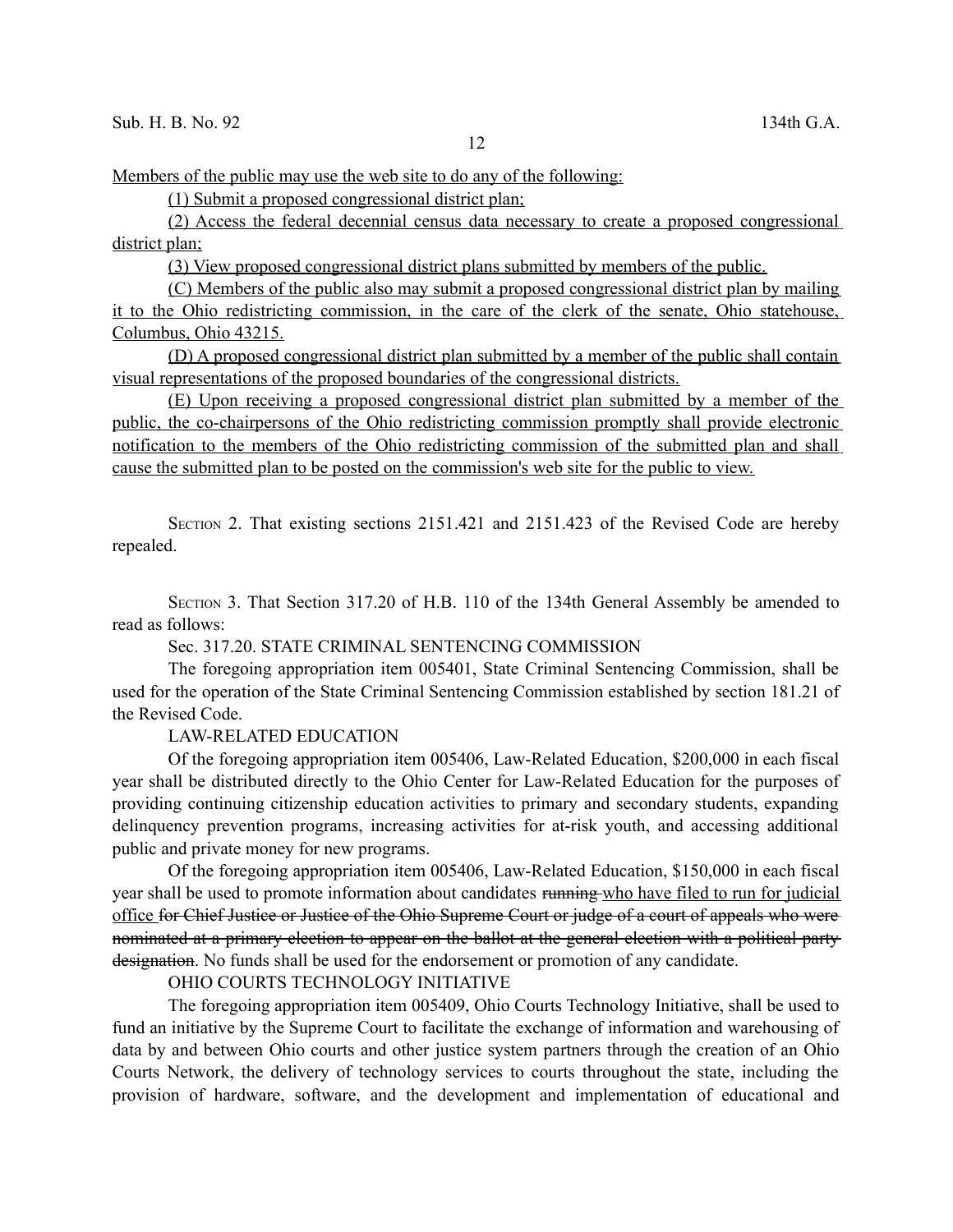<u>Members of the public may use the web site to do any of the following:</u>

<u>(1) Submit a proposed congressional district plan;</u>

<u>(2) Access the federal decennial census data necessary to create a proposed congressional district plan;</u>

<u>(3) View proposed congressional district plans submitted by members of the public.</u>

<u>(C) Members of the public also may submit a proposed congressional district plan by mailing it to the Ohio redistricting commission, in the care of the clerk of the senate, Ohio statehouse, Columbus, Ohio 43215.</u>

<u>(D) A proposed congressional district plan submitted by a member of the public shall contain visual representations of the proposed boundaries of the congressional districts.</u>

<u>(E) Upon receiving a proposed congressional district plan submitted by a member of the public, the co-chairpersons of the Ohio redistricting commission promptly shall provide electronic notification to the members of the Ohio redistricting commission of the submitted plan and shall cause the submitted plan to be posted on the commission's web site for the public to view.</u>

SECTION 2. That existing sections 2151.421 and 2151.423 of the Revised Code are hereby repealed.

SECTION 3. That Section 317.20 of H.B. 110 of the 134th General Assembly be amended to read as follows:

Sec. 317.20. STATE CRIMINAL SENTENCING COMMISSION

The foregoing appropriation item 005401, State Criminal Sentencing Commission, shall be used for the operation of the State Criminal Sentencing Commission established by section 181.21 of the Revised Code.

LAW-RELATED EDUCATION

Of the foregoing appropriation item 005406, Law-Related Education, $200,000 in each fiscal year shall be distributed directly to the Ohio Center for Law-Related Education for the purposes of providing continuing citizenship education activities to primary and secondary students, expanding delinquency prevention programs, increasing activities for at-risk youth, and accessing additional public and private money for new programs.

Of the foregoing appropriation item 005406, Law-Related Education, $150,000 in each fiscal year shall be used to promote information about candidates ~~running~~ <u>who have filed to run for judicial office</u> ~~for Chief Justice or Justice of the Ohio Supreme Court or judge of a court of appeals who were nominated at a primary election to appear on the ballot at the general election with a political party designation~~. No funds shall be used for the endorsement or promotion of any candidate.

OHIO COURTS TECHNOLOGY INITIATIVE

The foregoing appropriation item 005409, Ohio Courts Technology Initiative, shall be used to fund an initiative by the Supreme Court to facilitate the exchange of information and warehousing of data by and between Ohio courts and other justice system partners through the creation of an Ohio Courts Network, the delivery of technology services to courts throughout the state, including the provision of hardware, software, and the development and implementation of educational and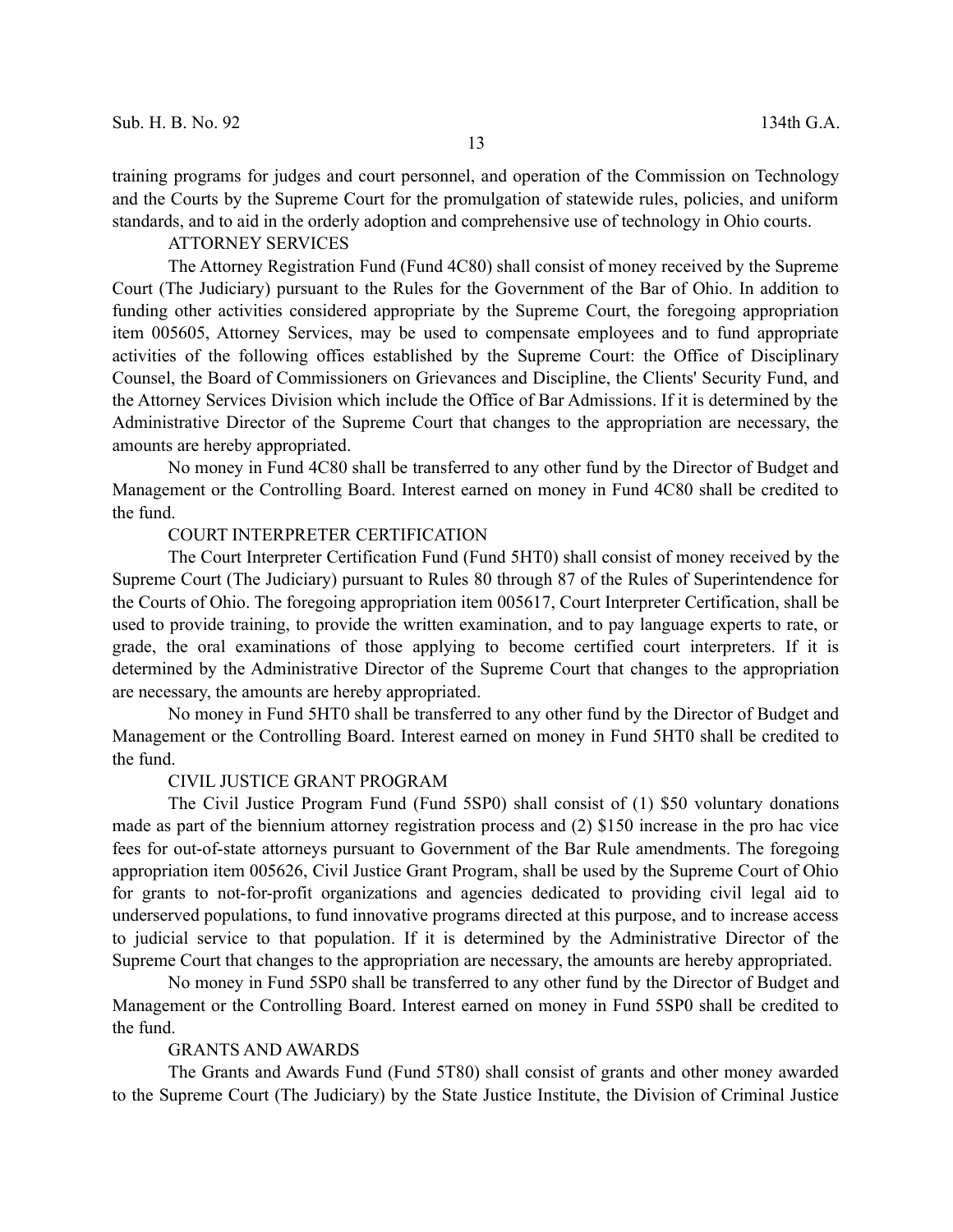training programs for judges and court personnel, and operation of the Commission on Technology and the Courts by the Supreme Court for the promulgation of statewide rules, policies, and uniform standards, and to aid in the orderly adoption and comprehensive use of technology in Ohio courts.

ATTORNEY SERVICES

The Attorney Registration Fund (Fund 4C80) shall consist of money received by the Supreme Court (The Judiciary) pursuant to the Rules for the Government of the Bar of Ohio. In addition to funding other activities considered appropriate by the Supreme Court, the foregoing appropriation item 005605, Attorney Services, may be used to compensate employees and to fund appropriate activities of the following offices established by the Supreme Court: the Office of Disciplinary Counsel, the Board of Commissioners on Grievances and Discipline, the Clients' Security Fund, and the Attorney Services Division which include the Office of Bar Admissions. If it is determined by the Administrative Director of the Supreme Court that changes to the appropriation are necessary, the amounts are hereby appropriated.

No money in Fund 4C80 shall be transferred to any other fund by the Director of Budget and Management or the Controlling Board. Interest earned on money in Fund 4C80 shall be credited to the fund.

COURT INTERPRETER CERTIFICATION

The Court Interpreter Certification Fund (Fund 5HT0) shall consist of money received by the Supreme Court (The Judiciary) pursuant to Rules 80 through 87 of the Rules of Superintendence for the Courts of Ohio. The foregoing appropriation item 005617, Court Interpreter Certification, shall be used to provide training, to provide the written examination, and to pay language experts to rate, or grade, the oral examinations of those applying to become certified court interpreters. If it is determined by the Administrative Director of the Supreme Court that changes to the appropriation are necessary, the amounts are hereby appropriated.

No money in Fund 5HT0 shall be transferred to any other fund by the Director of Budget and Management or the Controlling Board. Interest earned on money in Fund 5HT0 shall be credited to the fund.

CIVIL JUSTICE GRANT PROGRAM

The Civil Justice Program Fund (Fund 5SP0) shall consist of (1) $50 voluntary donations made as part of the biennium attorney registration process and (2) $150 increase in the pro hac vice fees for out-of-state attorneys pursuant to Government of the Bar Rule amendments. The foregoing appropriation item 005626, Civil Justice Grant Program, shall be used by the Supreme Court of Ohio for grants to not-for-profit organizations and agencies dedicated to providing civil legal aid to underserved populations, to fund innovative programs directed at this purpose, and to increase access to judicial service to that population. If it is determined by the Administrative Director of the Supreme Court that changes to the appropriation are necessary, the amounts are hereby appropriated.

No money in Fund 5SP0 shall be transferred to any other fund by the Director of Budget and Management or the Controlling Board. Interest earned on money in Fund 5SP0 shall be credited to the fund.

GRANTS AND AWARDS

The Grants and Awards Fund (Fund 5T80) shall consist of grants and other money awarded to the Supreme Court (The Judiciary) by the State Justice Institute, the Division of Criminal Justice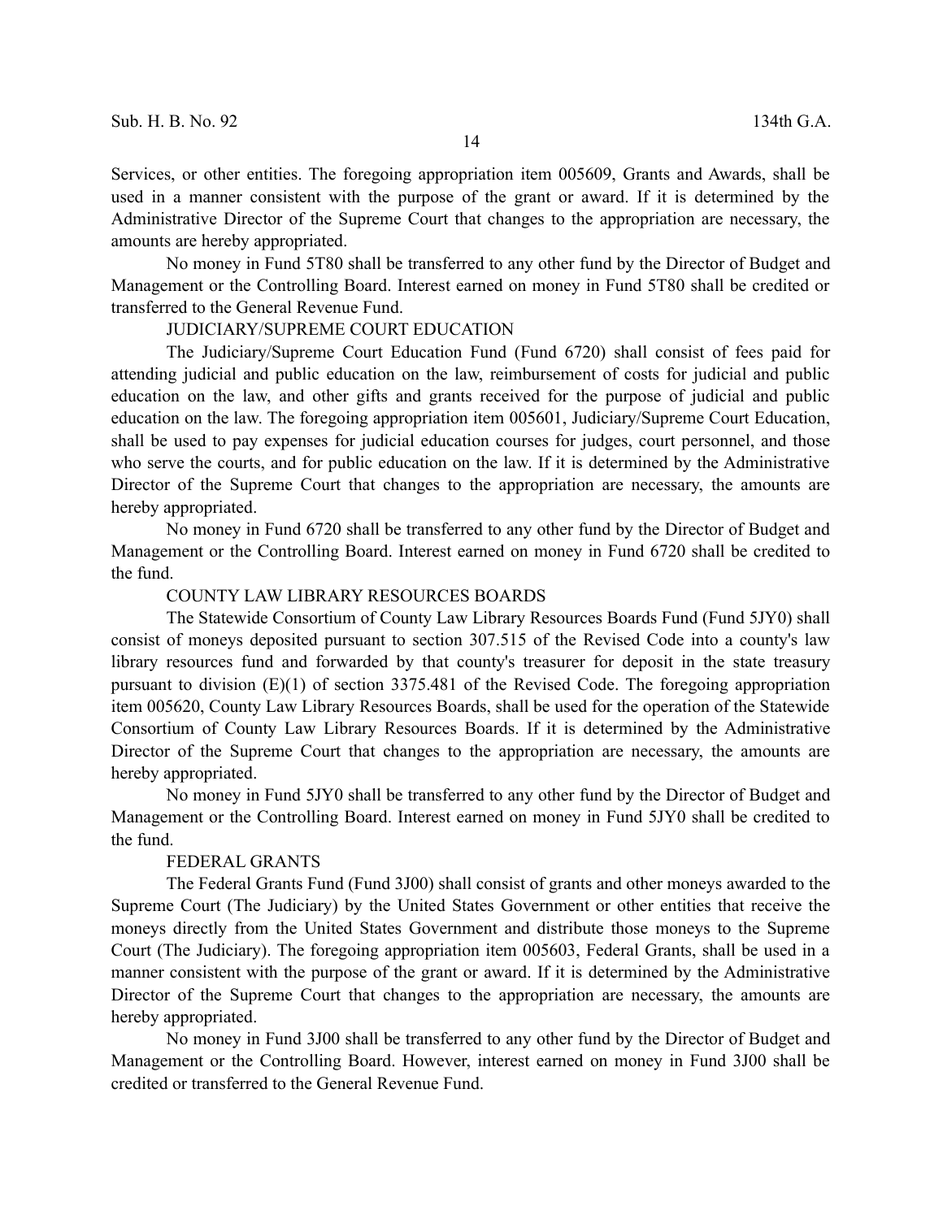Services, or other entities. The foregoing appropriation item 005609, Grants and Awards, shall be used in a manner consistent with the purpose of the grant or award. If it is determined by the Administrative Director of the Supreme Court that changes to the appropriation are necessary, the amounts are hereby appropriated.

No money in Fund 5T80 shall be transferred to any other fund by the Director of Budget and Management or the Controlling Board. Interest earned on money in Fund 5T80 shall be credited or transferred to the General Revenue Fund.

JUDICIARY/SUPREME COURT EDUCATION

The Judiciary/Supreme Court Education Fund (Fund 6720) shall consist of fees paid for attending judicial and public education on the law, reimbursement of costs for judicial and public education on the law, and other gifts and grants received for the purpose of judicial and public education on the law. The foregoing appropriation item 005601, Judiciary/Supreme Court Education, shall be used to pay expenses for judicial education courses for judges, court personnel, and those who serve the courts, and for public education on the law. If it is determined by the Administrative Director of the Supreme Court that changes to the appropriation are necessary, the amounts are hereby appropriated.

No money in Fund 6720 shall be transferred to any other fund by the Director of Budget and Management or the Controlling Board. Interest earned on money in Fund 6720 shall be credited to the fund.

COUNTY LAW LIBRARY RESOURCES BOARDS

The Statewide Consortium of County Law Library Resources Boards Fund (Fund 5JY0) shall consist of moneys deposited pursuant to section 307.515 of the Revised Code into a county's law library resources fund and forwarded by that county's treasurer for deposit in the state treasury pursuant to division (E)(1) of section 3375.481 of the Revised Code. The foregoing appropriation item 005620, County Law Library Resources Boards, shall be used for the operation of the Statewide Consortium of County Law Library Resources Boards. If it is determined by the Administrative Director of the Supreme Court that changes to the appropriation are necessary, the amounts are hereby appropriated.

No money in Fund 5JY0 shall be transferred to any other fund by the Director of Budget and Management or the Controlling Board. Interest earned on money in Fund 5JY0 shall be credited to the fund.

FEDERAL GRANTS

The Federal Grants Fund (Fund 3J00) shall consist of grants and other moneys awarded to the Supreme Court (The Judiciary) by the United States Government or other entities that receive the moneys directly from the United States Government and distribute those moneys to the Supreme Court (The Judiciary). The foregoing appropriation item 005603, Federal Grants, shall be used in a manner consistent with the purpose of the grant or award. If it is determined by the Administrative Director of the Supreme Court that changes to the appropriation are necessary, the amounts are hereby appropriated.

No money in Fund 3J00 shall be transferred to any other fund by the Director of Budget and Management or the Controlling Board. However, interest earned on money in Fund 3J00 shall be credited or transferred to the General Revenue Fund.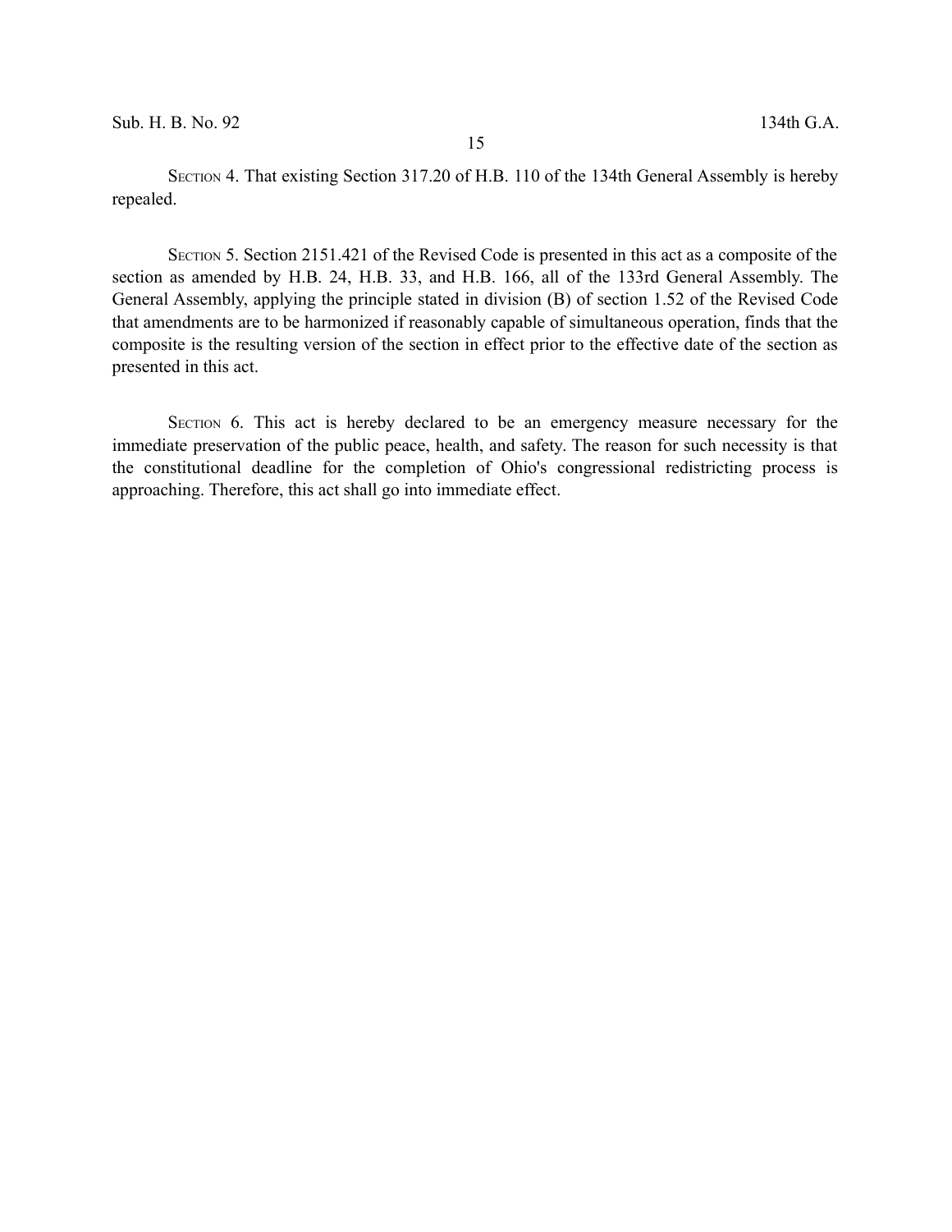SECTION 4. That existing Section 317.20 of H.B. 110 of the 134th General Assembly is hereby repealed.

SECTION 5. Section 2151.421 of the Revised Code is presented in this act as a composite of the section as amended by H.B. 24, H.B. 33, and H.B. 166, all of the 133rd General Assembly. The General Assembly, applying the principle stated in division (B) of section 1.52 of the Revised Code that amendments are to be harmonized if reasonably capable of simultaneous operation, finds that the composite is the resulting version of the section in effect prior to the effective date of the section as presented in this act.

SECTION 6. This act is hereby declared to be an emergency measure necessary for the immediate preservation of the public peace, health, and safety. The reason for such necessity is that the constitutional deadline for the completion of Ohio's congressional redistricting process is approaching. Therefore, this act shall go into immediate effect.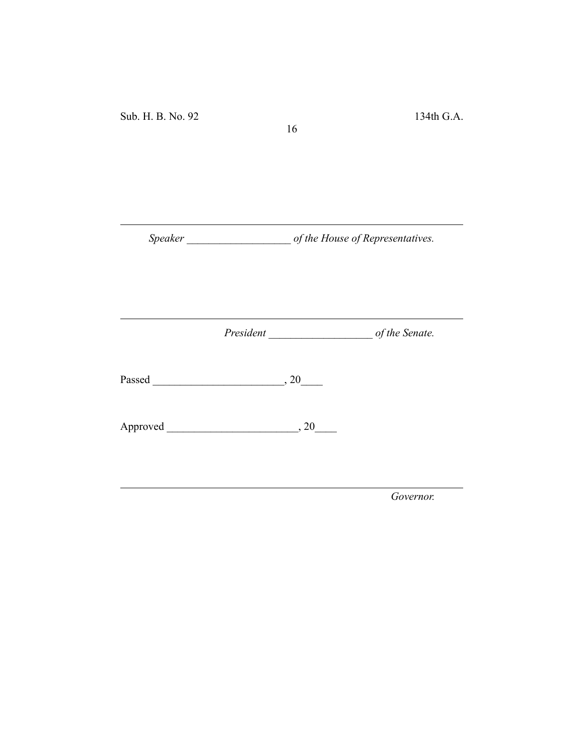_____________________________________________________________

*Speaker ___________________ of the House of Representatives.*

_____________________________________________________________

*President ___________________ of the Senate.*

Passed ________________________, 20____

Approved ________________________, 20____

_____________________________________________________________

*Governor.*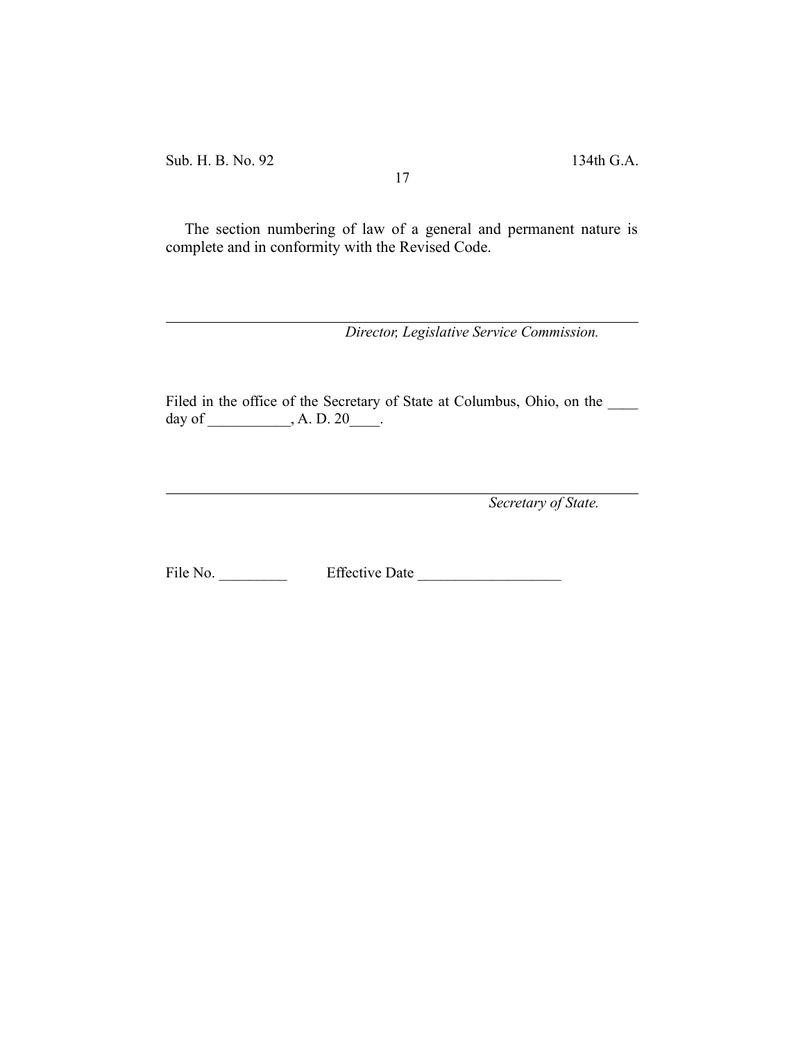The section numbering of law of a general and permanent nature is complete and in conformity with the Revised Code.

\_\_\_\_\_\_\_\_\_\_\_\_\_\_\_\_\_\_\_\_\_\_\_\_\_\_\_\_\_\_\_\_\_\_\_\_\_\_\_\_\_\_\_\_\_\_\_\_

*Director, Legislative Service Commission.*

Filed in the office of the Secretary of State at Columbus, Ohio, on the ____ day of ___________, A. D. 20____.

\_\_\_\_\_\_\_\_\_\_\_\_\_\_\_\_\_\_\_\_\_\_\_\_\_\_\_\_\_\_\_\_\_\_\_\_\_\_\_\_\_\_\_\_\_\_\_\_

*Secretary of State.*

File No. _________ Effective Date ___________________